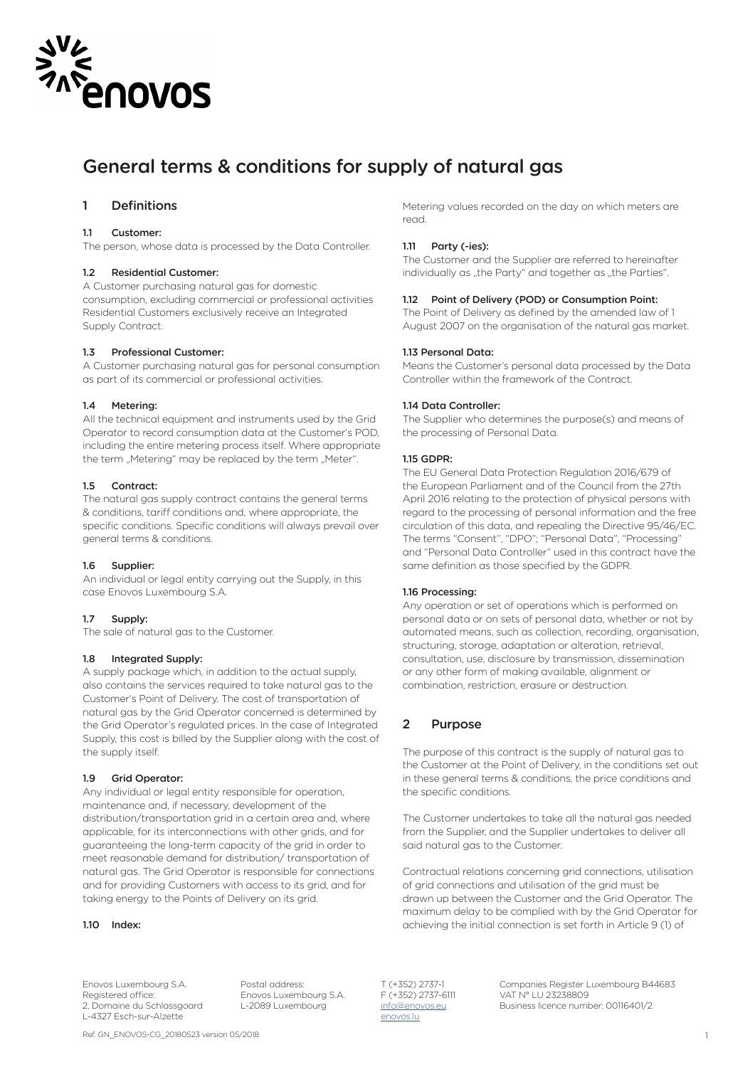# General terms & conditions for supply of natural gas

## 1 Definitions

### 1.1 Customer:

The person, whose data is processed by the Data Controller.

### 1.2 Residential Customer:

A Customer purchasing natural gas for domestic consumption, excluding commercial or professional activities Residential Customers exclusively receive an Integrated Supply Contract.

### 1.3 Professional Customer:

A Customer purchasing natural gas for personal consumption as part of its commercial or professional activities.

### 1.4 Metering:

All the technical equipment and instruments used by the Grid Operator to record consumption data at the Customer's POD, including the entire metering process itself. Where appropriate the term „Metering" may be replaced by the term „Meter".

### 1.5 Contract:

The natural gas supply contract contains the general terms & conditions, tariff conditions and, where appropriate, the specific conditions. Specific conditions will always prevail over general terms & conditions.

### 1.6 Supplier:

An individual or legal entity carrying out the Supply, in this case Enovos Luxembourg S.A.

### 1.7 Supply:

The sale of natural gas to the Customer.

### 1.8 Integrated Supply:

A supply package which, in addition to the actual supply, also contains the services required to take natural gas to the Customer's Point of Delivery. The cost of transportation of natural gas by the Grid Operator concerned is determined by the Grid Operator's regulated prices. In the case of Integrated Supply, this cost is billed by the Supplier along with the cost of the supply itself.

### 1.9 Grid Operator:

Any individual or legal entity responsible for operation, maintenance and, if necessary, development of the distribution/transportation grid in a certain area and, where applicable, for its interconnections with other grids, and for guaranteeing the long-term capacity of the grid in order to meet reasonable demand for distribution/ transportation of natural gas. The Grid Operator is responsible for connections and for providing Customers with access to its grid, and for taking energy to the Points of Delivery on its grid.

### 1.10 Index:

Metering values recorded on the day on which meters are read.

### 1.11 Party (-ies):

The Customer and the Supplier are referred to hereinafter individually as „the Party" and together as „the Parties".

### 1.12 Point of Delivery (POD) or Consumption Point:

The Point of Delivery as defined by the amended law of 1 August 2007 on the organisation of the natural gas market.

### 1.13 Personal Data:

Means the Customer's personal data processed by the Data Controller within the framework of the Contract.

### 1.14 Data Controller:

The Supplier who determines the purpose(s) and means of the processing of Personal Data.

### 1.15 GDPR:

The EU General Data Protection Regulation 2016/679 of the European Parliament and of the Council from the 27th April 2016 relating to the protection of physical persons with regard to the processing of personal information and the free circulation of this data, and repealing the Directive 95/46/EC. The terms "Consent", "DPO"; "Personal Data", "Processing" and "Personal Data Controller" used in this contract have the same definition as those specified by the GDPR.

### 1.16 Processing:

Any operation or set of operations which is performed on personal data or on sets of personal data, whether or not by automated means, such as collection, recording, organisation, structuring, storage, adaptation or alteration, retrieval, consultation, use, disclosure by transmission, dissemination or any other form of making available, alignment or combination, restriction, erasure or destruction.

## 2 Purpose

The purpose of this contract is the supply of natural gas to the Customer at the Point of Delivery, in the conditions set out in these general terms & conditions, the price conditions and the specific conditions.

The Customer undertakes to take all the natural gas needed from the Supplier, and the Supplier undertakes to deliver all said natural gas to the Customer.

Contractual relations concerning grid connections, utilisation of grid connections and utilisation of the grid must be drawn up between the Customer and the Grid Operator. The maximum delay to be complied with by the Grid Operator for achieving the initial connection is set forth in Article 9 (1) of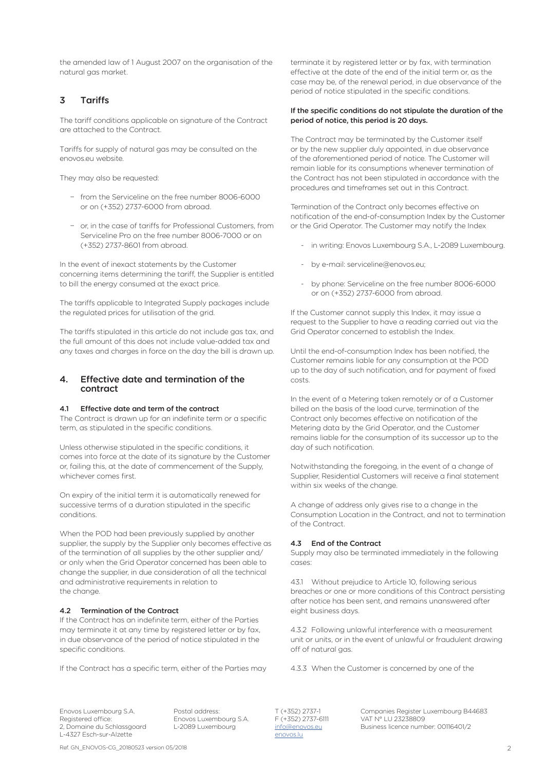the amended law of 1 August 2007 on the organisation of the natural gas market.

## 3 Tariffs

The tariff conditions applicable on signature of the Contract are attached to the Contract.

Tariffs for supply of natural gas may be consulted on the enovos.eu website.

They may also be requested:

- from the Serviceline on the free number 8006-6000 or on (+352) 2737-6000 from abroad.
- or, in the case of tariffs for Professional Customers, from Serviceline Pro on the free number 8006-7000 or on (+352) 2737-8601 from abroad.

In the event of inexact statements by the Customer concerning items determining the tariff, the Supplier is entitled to bill the energy consumed at the exact price.

The tariffs applicable to Integrated Supply packages include the regulated prices for utilisation of the grid.

The tariffs stipulated in this article do not include gas tax, and the full amount of this does not include value-added tax and any taxes and charges in force on the day the bill is drawn up.

## 4. Effective date and termination of the contract

### 4.1 Effective date and term of the contract

The Contract is drawn up for an indefinite term or a specific term, as stipulated in the specific conditions.

Unless otherwise stipulated in the specific conditions, it comes into force at the date of its signature by the Customer or, failing this, at the date of commencement of the Supply, whichever comes first.

On expiry of the initial term it is automatically renewed for successive terms of a duration stipulated in the specific conditions.

When the POD had been previously supplied by another supplier, the supply by the Supplier only becomes effective as of the termination of all supplies by the other supplier and/or only when the Grid Operator concerned has been able to change the supplier, in due consideration of all the technical and administrative requirements in relation to the change.

### 4.2 Termination of the Contract

If the Contract has an indefinite term, either of the Parties may terminate it at any time by registered letter or by fax, in due observance of the period of notice stipulated in the specific conditions.

If the Contract has a specific term, either of the Parties may terminate it by registered letter or by fax, with termination effective at the date of the end of the initial term or, as the case may be, of the renewal period, in due observance of the period of notice stipulated in the specific conditions.

**If the specific conditions do not stipulate the duration of the period of notice, this period is 20 days.**

The Contract may be terminated by the Customer itself or by the new supplier duly appointed, in due observance of the aforementioned period of notice. The Customer will remain liable for its consumptions whenever termination of the Contract has not been stipulated in accordance with the procedures and timeframes set out in this Contract.

Termination of the Contract only becomes effective on notification of the end-of-consumption Index by the Customer or the Grid Operator. The Customer may notify the Index

- in writing: Enovos Luxembourg S.A., L-2089 Luxembourg.
- by e-mail: serviceline@enovos.eu;
- by phone: Serviceline on the free number 8006-6000 or on (+352) 2737-6000 from abroad.

If the Customer cannot supply this Index, it may issue a request to the Supplier to have a reading carried out via the Grid Operator concerned to establish the Index.

Until the end-of-consumption Index has been notified, the Customer remains liable for any consumption at the POD up to the day of such notification, and for payment of fixed costs.

In the event of a Metering taken remotely or of a Customer billed on the basis of the load curve, termination of the Contract only becomes effective on notification of the Metering data by the Grid Operator, and the Customer remains liable for the consumption of its successor up to the day of such notification.

Notwithstanding the foregoing, in the event of a change of Supplier, Residential Customers will receive a final statement within six weeks of the change.

A change of address only gives rise to a change in the Consumption Location in the Contract, and not to termination of the Contract.

### 4.3 End of the Contract

Supply may also be terminated immediately in the following cases:

4.3.1 Without prejudice to Article 10, following serious breaches or one or more conditions of this Contract persisting after notice has been sent, and remains unanswered after eight business days.

4.3.2 Following unlawful interference with a measurement unit or units, or in the event of unlawful or fraudulent drawing off of natural gas.

4.3.3 When the Customer is concerned by one of the

Enovos Luxembourg S.A.
Registered office:
2, Domaine du Schlassgoard
L-4327 Esch-sur-Alzette

Postal address:
Enovos Luxembourg S.A.
L-2089 Luxembourg

T (+352) 2737-1
F (+352) 2737-6111
info@enovos.eu
enovos.lu

Companies Register Luxembourg B44683
VAT N° LU 23238809
Business licence number: 00116401/2

Ref. GN_ENOVOS-CG_20180523 version 05/2018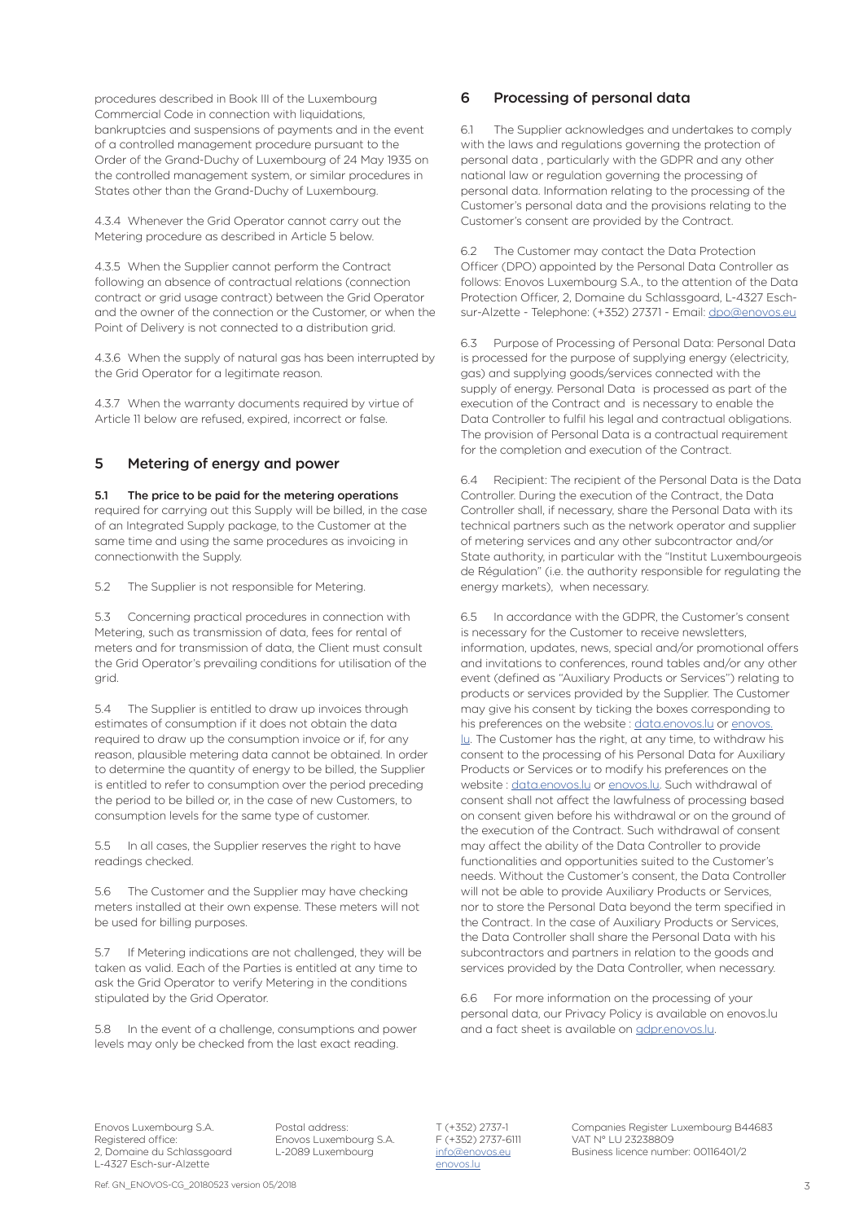procedures described in Book III of the Luxembourg Commercial Code in connection with liquidations, bankruptcies and suspensions of payments and in the event of a controlled management procedure pursuant to the Order of the Grand-Duchy of Luxembourg of 24 May 1935 on the controlled management system, or similar procedures in States other than the Grand-Duchy of Luxembourg.

4.3.4 Whenever the Grid Operator cannot carry out the Metering procedure as described in Article 5 below.

4.3.5 When the Supplier cannot perform the Contract following an absence of contractual relations (connection contract or grid usage contract) between the Grid Operator and the owner of the connection or the Customer, or when the Point of Delivery is not connected to a distribution grid.

4.3.6 When the supply of natural gas has been interrupted by the Grid Operator for a legitimate reason.

4.3.7 When the warranty documents required by virtue of Article 11 below are refused, expired, incorrect or false.

## 5 Metering of energy and power

**5.1 The price to be paid for the metering operations** required for carrying out this Supply will be billed, in the case of an Integrated Supply package, to the Customer at the same time and using the same procedures as invoicing in connectionwith the Supply.

5.2 The Supplier is not responsible for Metering.

5.3 Concerning practical procedures in connection with Metering, such as transmission of data, fees for rental of meters and for transmission of data, the Client must consult the Grid Operator's prevailing conditions for utilisation of the grid.

5.4 The Supplier is entitled to draw up invoices through estimates of consumption if it does not obtain the data required to draw up the consumption invoice or if, for any reason, plausible metering data cannot be obtained. In order to determine the quantity of energy to be billed, the Supplier is entitled to refer to consumption over the period preceding the period to be billed or, in the case of new Customers, to consumption levels for the same type of customer.

5.5 In all cases, the Supplier reserves the right to have readings checked.

5.6 The Customer and the Supplier may have checking meters installed at their own expense. These meters will not be used for billing purposes.

5.7 If Metering indications are not challenged, they will be taken as valid. Each of the Parties is entitled at any time to ask the Grid Operator to verify Metering in the conditions stipulated by the Grid Operator.

5.8 In the event of a challenge, consumptions and power levels may only be checked from the last exact reading.

## 6 Processing of personal data

6.1 The Supplier acknowledges and undertakes to comply with the laws and regulations governing the protection of personal data , particularly with the GDPR and any other national law or regulation governing the processing of personal data. Information relating to the processing of the Customer's personal data and the provisions relating to the Customer's consent are provided by the Contract.

6.2 The Customer may contact the Data Protection Officer (DPO) appointed by the Personal Data Controller as follows: Enovos Luxembourg S.A., to the attention of the Data Protection Officer, 2, Domaine du Schlassgoard, L-4327 Esch-sur-Alzette - Telephone: (+352) 27371 - Email: dpo@enovos.eu

6.3 Purpose of Processing of Personal Data: Personal Data is processed for the purpose of supplying energy (electricity, gas) and supplying goods/services connected with the supply of energy. Personal Data is processed as part of the execution of the Contract and is necessary to enable the Data Controller to fulfil his legal and contractual obligations. The provision of Personal Data is a contractual requirement for the completion and execution of the Contract.

6.4 Recipient: The recipient of the Personal Data is the Data Controller. During the execution of the Contract, the Data Controller shall, if necessary, share the Personal Data with its technical partners such as the network operator and supplier of metering services and any other subcontractor and/or State authority, in particular with the "Institut Luxembourgeois de Régulation" (i.e. the authority responsible for regulating the energy markets), when necessary.

6.5 In accordance with the GDPR, the Customer's consent is necessary for the Customer to receive newsletters, information, updates, news, special and/or promotional offers and invitations to conferences, round tables and/or any other event (defined as "Auxiliary Products or Services") relating to products or services provided by the Supplier. The Customer may give his consent by ticking the boxes corresponding to his preferences on the website : data.enovos.lu or enovos.lu. The Customer has the right, at any time, to withdraw his consent to the processing of his Personal Data for Auxiliary Products or Services or to modify his preferences on the website : data.enovos.lu or enovos.lu. Such withdrawal of consent shall not affect the lawfulness of processing based on consent given before his withdrawal or on the ground of the execution of the Contract. Such withdrawal of consent may affect the ability of the Data Controller to provide functionalities and opportunities suited to the Customer's needs. Without the Customer's consent, the Data Controller will not be able to provide Auxiliary Products or Services, nor to store the Personal Data beyond the term specified in the Contract. In the case of Auxiliary Products or Services, the Data Controller shall share the Personal Data with his subcontractors and partners in relation to the goods and services provided by the Data Controller, when necessary.

6.6 For more information on the processing of your personal data, our Privacy Policy is available on enovos.lu and a fact sheet is available on gdpr.enovos.lu.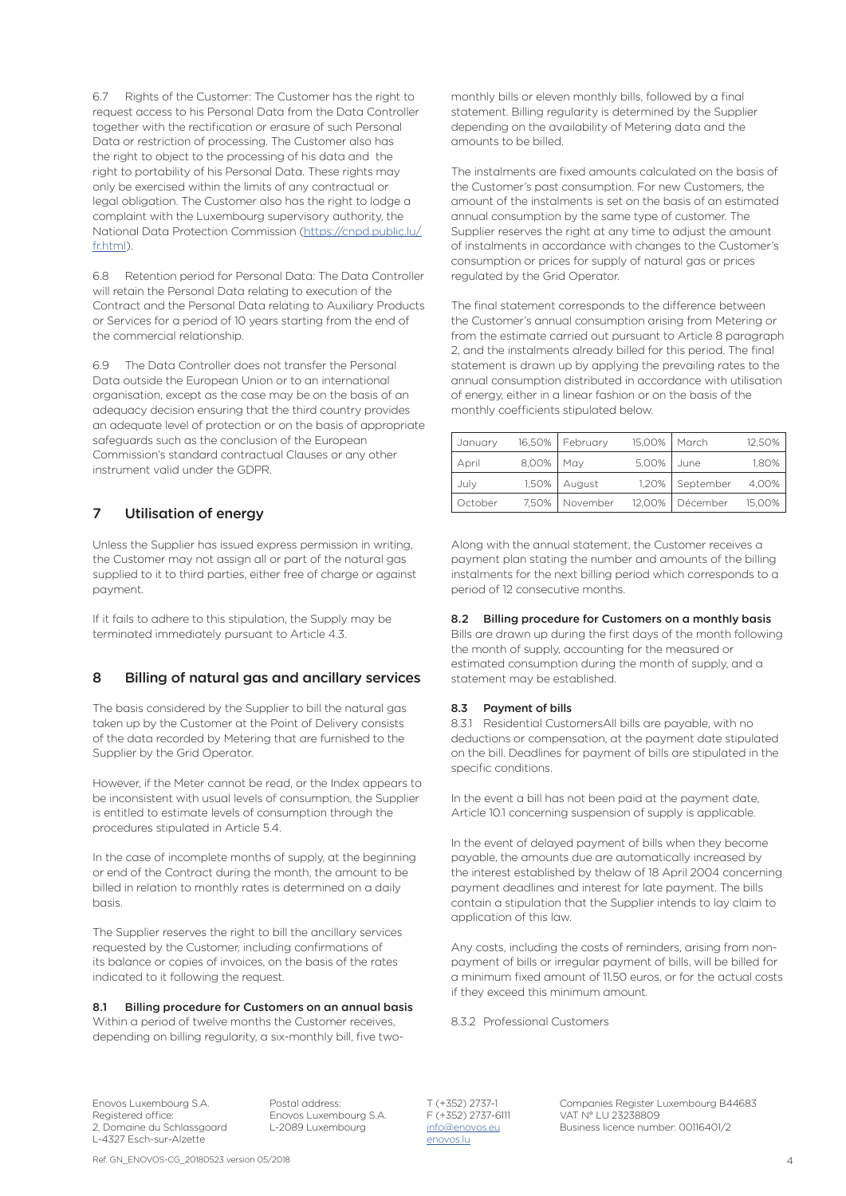6.7 Rights of the Customer: The Customer has the right to request access to his Personal Data from the Data Controller together with the rectification or erasure of such Personal Data or restriction of processing. The Customer also has the right to object to the processing of his data and the right to portability of his Personal Data. These rights may only be exercised within the limits of any contractual or legal obligation. The Customer also has the right to lodge a complaint with the Luxembourg supervisory authority, the National Data Protection Commission (https://cnpd.public.lu/fr.html).

6.8 Retention period for Personal Data: The Data Controller will retain the Personal Data relating to execution of the Contract and the Personal Data relating to Auxiliary Products or Services for a period of 10 years starting from the end of the commercial relationship.

6.9 The Data Controller does not transfer the Personal Data outside the European Union or to an international organisation, except as the case may be on the basis of an adequacy decision ensuring that the third country provides an adequate level of protection or on the basis of appropriate safeguards such as the conclusion of the European Commission's standard contractual Clauses or any other instrument valid under the GDPR.

## 7 Utilisation of energy

Unless the Supplier has issued express permission in writing, the Customer may not assign all or part of the natural gas supplied to it to third parties, either free of charge or against payment.

If it fails to adhere to this stipulation, the Supply may be terminated immediately pursuant to Article 4.3.

## 8 Billing of natural gas and ancillary services

The basis considered by the Supplier to bill the natural gas taken up by the Customer at the Point of Delivery consists of the data recorded by Metering that are furnished to the Supplier by the Grid Operator.

However, if the Meter cannot be read, or the Index appears to be inconsistent with usual levels of consumption, the Supplier is entitled to estimate levels of consumption through the procedures stipulated in Article 5.4.

In the case of incomplete months of supply, at the beginning or end of the Contract during the month, the amount to be billed in relation to monthly rates is determined on a daily basis.

The Supplier reserves the right to bill the ancillary services requested by the Customer, including confirmations of its balance or copies of invoices, on the basis of the rates indicated to it following the request.

### 8.1 Billing procedure for Customers on an annual basis

Within a period of twelve months the Customer receives, depending on billing regularity, a six-monthly bill, five two-monthly bills or eleven monthly bills, followed by a final statement. Billing regularity is determined by the Supplier depending on the availability of Metering data and the amounts to be billed.

The instalments are fixed amounts calculated on the basis of the Customer's past consumption. For new Customers, the amount of the instalments is set on the basis of an estimated annual consumption by the same type of customer. The Supplier reserves the right at any time to adjust the amount of instalments in accordance with changes to the Customer's consumption or prices for supply of natural gas or prices regulated by the Grid Operator.

The final statement corresponds to the difference between the Customer's annual consumption arising from Metering or from the estimate carried out pursuant to Article 8 paragraph 2, and the instalments already billed for this period. The final statement is drawn up by applying the prevailing rates to the annual consumption distributed in accordance with utilisation of energy, either in a linear fashion or on the basis of the monthly coefficients stipulated below.

| January | 16,50% | February | 15,00% | March | 12,50% |
|---|---|---|---|---|---|
| April | 8,00% | May | 5,00% | June | 1,80% |
| July | 1,50% | August | 1,20% | September | 4,00% |
| October | 7,50% | November | 12,00% | Décember | 15,00% |

Along with the annual statement, the Customer receives a payment plan stating the number and amounts of the billing instalments for the next billing period which corresponds to a period of 12 consecutive months.

### 8.2 Billing procedure for Customers on a monthly basis

Bills are drawn up during the first days of the month following the month of supply, accounting for the measured or estimated consumption during the month of supply, and a statement may be established.

### 8.3 Payment of bills

8.3.1 Residential CustomersAll bills are payable, with no deductions or compensation, at the payment date stipulated on the bill. Deadlines for payment of bills are stipulated in the specific conditions.

In the event a bill has not been paid at the payment date, Article 10.1 concerning suspension of supply is applicable.

In the event of delayed payment of bills when they become payable, the amounts due are automatically increased by the interest established by thelaw of 18 April 2004 concerning payment deadlines and interest for late payment. The bills contain a stipulation that the Supplier intends to lay claim to application of this law.

Any costs, including the costs of reminders, arising from non-payment of bills or irregular payment of bills, will be billed for a minimum fixed amount of 11.50 euros, or for the actual costs if they exceed this minimum amount.

8.3.2 Professional Customers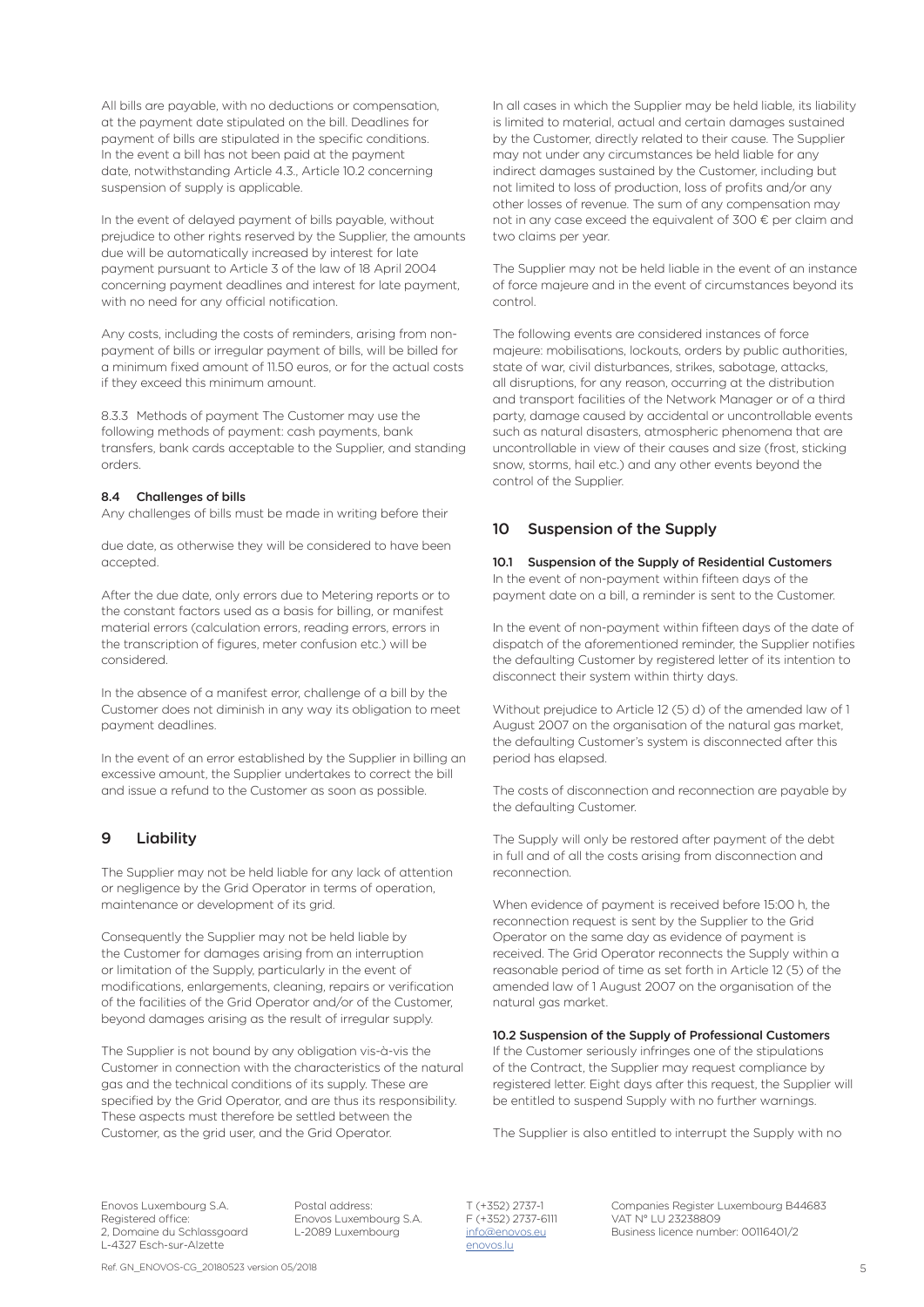All bills are payable, with no deductions or compensation, at the payment date stipulated on the bill. Deadlines for payment of bills are stipulated in the specific conditions. In the event a bill has not been paid at the payment date, notwithstanding Article 4.3., Article 10.2 concerning suspension of supply is applicable.

In the event of delayed payment of bills payable, without prejudice to other rights reserved by the Supplier, the amounts due will be automatically increased by interest for late payment pursuant to Article 3 of the law of 18 April 2004 concerning payment deadlines and interest for late payment, with no need for any official notification.

Any costs, including the costs of reminders, arising from non-payment of bills or irregular payment of bills, will be billed for a minimum fixed amount of 11.50 euros, or for the actual costs if they exceed this minimum amount.

8.3.3 Methods of payment The Customer may use the following methods of payment: cash payments, bank transfers, bank cards acceptable to the Supplier, and standing orders.

### 8.4 Challenges of bills

Any challenges of bills must be made in writing before their due date, as otherwise they will be considered to have been accepted.

After the due date, only errors due to Metering reports or to the constant factors used as a basis for billing, or manifest material errors (calculation errors, reading errors, errors in the transcription of figures, meter confusion etc.) will be considered.

In the absence of a manifest error, challenge of a bill by the Customer does not diminish in any way its obligation to meet payment deadlines.

In the event of an error established by the Supplier in billing an excessive amount, the Supplier undertakes to correct the bill and issue a refund to the Customer as soon as possible.

## 9 Liability

The Supplier may not be held liable for any lack of attention or negligence by the Grid Operator in terms of operation, maintenance or development of its grid.

Consequently the Supplier may not be held liable by the Customer for damages arising from an interruption or limitation of the Supply, particularly in the event of modifications, enlargements, cleaning, repairs or verification of the facilities of the Grid Operator and/or of the Customer, beyond damages arising as the result of irregular supply.

The Supplier is not bound by any obligation vis-à-vis the Customer in connection with the characteristics of the natural gas and the technical conditions of its supply. These are specified by the Grid Operator, and are thus its responsibility. These aspects must therefore be settled between the Customer, as the grid user, and the Grid Operator.

In all cases in which the Supplier may be held liable, its liability is limited to material, actual and certain damages sustained by the Customer, directly related to their cause. The Supplier may not under any circumstances be held liable for any indirect damages sustained by the Customer, including but not limited to loss of production, loss of profits and/or any other losses of revenue. The sum of any compensation may not in any case exceed the equivalent of 300 € per claim and two claims per year.

The Supplier may not be held liable in the event of an instance of force majeure and in the event of circumstances beyond its control.

The following events are considered instances of force majeure: mobilisations, lockouts, orders by public authorities, state of war, civil disturbances, strikes, sabotage, attacks, all disruptions, for any reason, occurring at the distribution and transport facilities of the Network Manager or of a third party, damage caused by accidental or uncontrollable events such as natural disasters, atmospheric phenomena that are uncontrollable in view of their causes and size (frost, sticking snow, storms, hail etc.) and any other events beyond the control of the Supplier.

## 10 Suspension of the Supply

### 10.1 Suspension of the Supply of Residential Customers

In the event of non-payment within fifteen days of the payment date on a bill, a reminder is sent to the Customer.

In the event of non-payment within fifteen days of the date of dispatch of the aforementioned reminder, the Supplier notifies the defaulting Customer by registered letter of its intention to disconnect their system within thirty days.

Without prejudice to Article 12 (5) d) of the amended law of 1 August 2007 on the organisation of the natural gas market, the defaulting Customer's system is disconnected after this period has elapsed.

The costs of disconnection and reconnection are payable by the defaulting Customer.

The Supply will only be restored after payment of the debt in full and of all the costs arising from disconnection and reconnection.

When evidence of payment is received before 15:00 h, the reconnection request is sent by the Supplier to the Grid Operator on the same day as evidence of payment is received. The Grid Operator reconnects the Supply within a reasonable period of time as set forth in Article 12 (5) of the amended law of 1 August 2007 on the organisation of the natural gas market.

### 10.2 Suspension of the Supply of Professional Customers

If the Customer seriously infringes one of the stipulations of the Contract, the Supplier may request compliance by registered letter. Eight days after this request, the Supplier will be entitled to suspend Supply with no further warnings.

The Supplier is also entitled to interrupt the Supply with no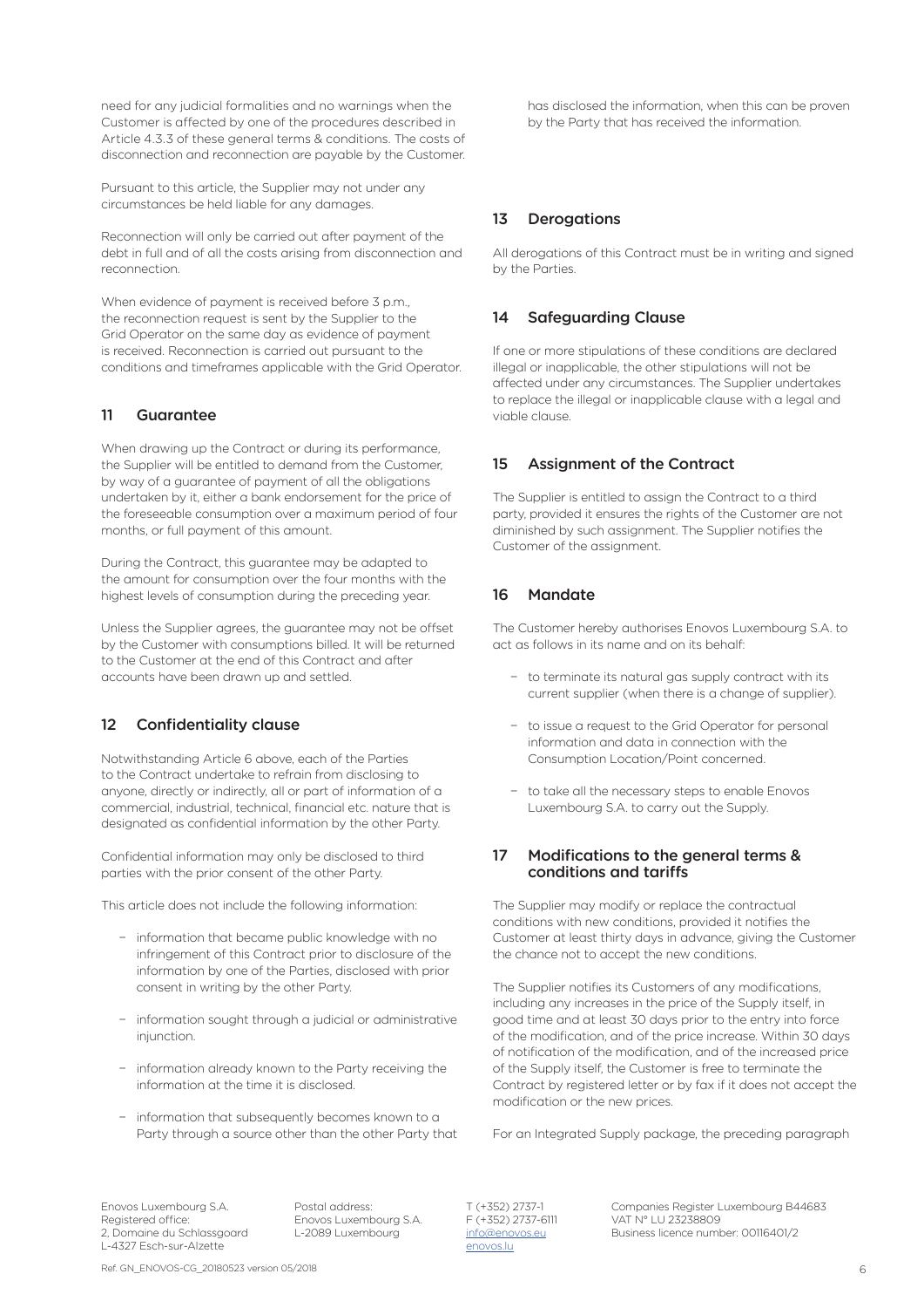need for any judicial formalities and no warnings when the Customer is affected by one of the procedures described in Article 4.3.3 of these general terms & conditions. The costs of disconnection and reconnection are payable by the Customer.

Pursuant to this article, the Supplier may not under any circumstances be held liable for any damages.

Reconnection will only be carried out after payment of the debt in full and of all the costs arising from disconnection and reconnection.

When evidence of payment is received before 3 p.m., the reconnection request is sent by the Supplier to the Grid Operator on the same day as evidence of payment is received. Reconnection is carried out pursuant to the conditions and timeframes applicable with the Grid Operator.

## 11 Guarantee

When drawing up the Contract or during its performance, the Supplier will be entitled to demand from the Customer, by way of a guarantee of payment of all the obligations undertaken by it, either a bank endorsement for the price of the foreseeable consumption over a maximum period of four months, or full payment of this amount.

During the Contract, this guarantee may be adapted to the amount for consumption over the four months with the highest levels of consumption during the preceding year.

Unless the Supplier agrees, the guarantee may not be offset by the Customer with consumptions billed. It will be returned to the Customer at the end of this Contract and after accounts have been drawn up and settled.

## 12 Confidentiality clause

Notwithstanding Article 6 above, each of the Parties to the Contract undertake to refrain from disclosing to anyone, directly or indirectly, all or part of information of a commercial, industrial, technical, financial etc. nature that is designated as confidential information by the other Party.

Confidential information may only be disclosed to third parties with the prior consent of the other Party.

This article does not include the following information:

- information that became public knowledge with no infringement of this Contract prior to disclosure of the information by one of the Parties, disclosed with prior consent in writing by the other Party.
- information sought through a judicial or administrative injunction.
- information already known to the Party receiving the information at the time it is disclosed.
- information that subsequently becomes known to a Party through a source other than the other Party that has disclosed the information, when this can be proven by the Party that has received the information.

## 13 Derogations

All derogations of this Contract must be in writing and signed by the Parties.

## 14 Safeguarding Clause

If one or more stipulations of these conditions are declared illegal or inapplicable, the other stipulations will not be affected under any circumstances. The Supplier undertakes to replace the illegal or inapplicable clause with a legal and viable clause.

## 15 Assignment of the Contract

The Supplier is entitled to assign the Contract to a third party, provided it ensures the rights of the Customer are not diminished by such assignment. The Supplier notifies the Customer of the assignment.

## 16 Mandate

The Customer hereby authorises Enovos Luxembourg S.A. to act as follows in its name and on its behalf:

- to terminate its natural gas supply contract with its current supplier (when there is a change of supplier).
- to issue a request to the Grid Operator for personal information and data in connection with the Consumption Location/Point concerned.
- to take all the necessary steps to enable Enovos Luxembourg S.A. to carry out the Supply.

## 17 Modifications to the general terms & conditions and tariffs

The Supplier may modify or replace the contractual conditions with new conditions, provided it notifies the Customer at least thirty days in advance, giving the Customer the chance not to accept the new conditions.

The Supplier notifies its Customers of any modifications, including any increases in the price of the Supply itself, in good time and at least 30 days prior to the entry into force of the modification, and of the price increase. Within 30 days of notification of the modification, and of the increased price of the Supply itself, the Customer is free to terminate the Contract by registered letter or by fax if it does not accept the modification or the new prices.

For an Integrated Supply package, the preceding paragraph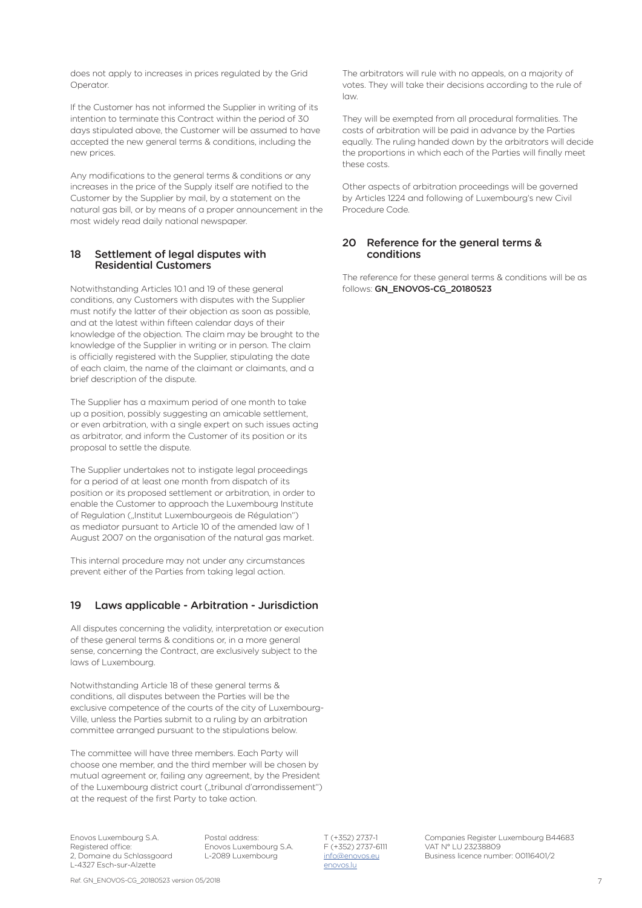does not apply to increases in prices regulated by the Grid Operator.

If the Customer has not informed the Supplier in writing of its intention to terminate this Contract within the period of 30 days stipulated above, the Customer will be assumed to have accepted the new general terms & conditions, including the new prices.

Any modifications to the general terms & conditions or any increases in the price of the Supply itself are notified to the Customer by the Supplier by mail, by a statement on the natural gas bill, or by means of a proper announcement in the most widely read daily national newspaper.

## 18 Settlement of legal disputes with Residential Customers

Notwithstanding Articles 10.1 and 19 of these general conditions, any Customers with disputes with the Supplier must notify the latter of their objection as soon as possible, and at the latest within fifteen calendar days of their knowledge of the objection. The claim may be brought to the knowledge of the Supplier in writing or in person. The claim is officially registered with the Supplier, stipulating the date of each claim, the name of the claimant or claimants, and a brief description of the dispute.

The Supplier has a maximum period of one month to take up a position, possibly suggesting an amicable settlement, or even arbitration, with a single expert on such issues acting as arbitrator, and inform the Customer of its position or its proposal to settle the dispute.

The Supplier undertakes not to instigate legal proceedings for a period of at least one month from dispatch of its position or its proposed settlement or arbitration, in order to enable the Customer to approach the Luxembourg Institute of Regulation („Institut Luxembourgeois de Régulation") as mediator pursuant to Article 10 of the amended law of 1 August 2007 on the organisation of the natural gas market.

This internal procedure may not under any circumstances prevent either of the Parties from taking legal action.

## 19 Laws applicable - Arbitration - Jurisdiction

All disputes concerning the validity, interpretation or execution of these general terms & conditions or, in a more general sense, concerning the Contract, are exclusively subject to the laws of Luxembourg.

Notwithstanding Article 18 of these general terms & conditions, all disputes between the Parties will be the exclusive competence of the courts of the city of Luxembourg-Ville, unless the Parties submit to a ruling by an arbitration committee arranged pursuant to the stipulations below.

The committee will have three members. Each Party will choose one member, and the third member will be chosen by mutual agreement or, failing any agreement, by the President of the Luxembourg district court („tribunal d'arrondissement") at the request of the first Party to take action.

The arbitrators will rule with no appeals, on a majority of votes. They will take their decisions according to the rule of law.

They will be exempted from all procedural formalities. The costs of arbitration will be paid in advance by the Parties equally. The ruling handed down by the arbitrators will decide the proportions in which each of the Parties will finally meet these costs.

Other aspects of arbitration proceedings will be governed by Articles 1224 and following of Luxembourg's new Civil Procedure Code.

## 20 Reference for the general terms & conditions

The reference for these general terms & conditions will be as follows: **GN_ENOVOS-CG_20180523**

Enovos Luxembourg S.A.
Registered office:
2, Domaine du Schlassgoard
L-4327 Esch-sur-Alzette

Postal address:
Enovos Luxembourg S.A.
L-2089 Luxembourg

T (+352) 2737-1
F (+352) 2737-6111
info@enovos.eu
enovos.lu

Companies Register Luxembourg B44683
VAT N° LU 23238809
Business licence number: 00116401/2

Ref. GN_ENOVOS-CG_20180523 version 05/2018